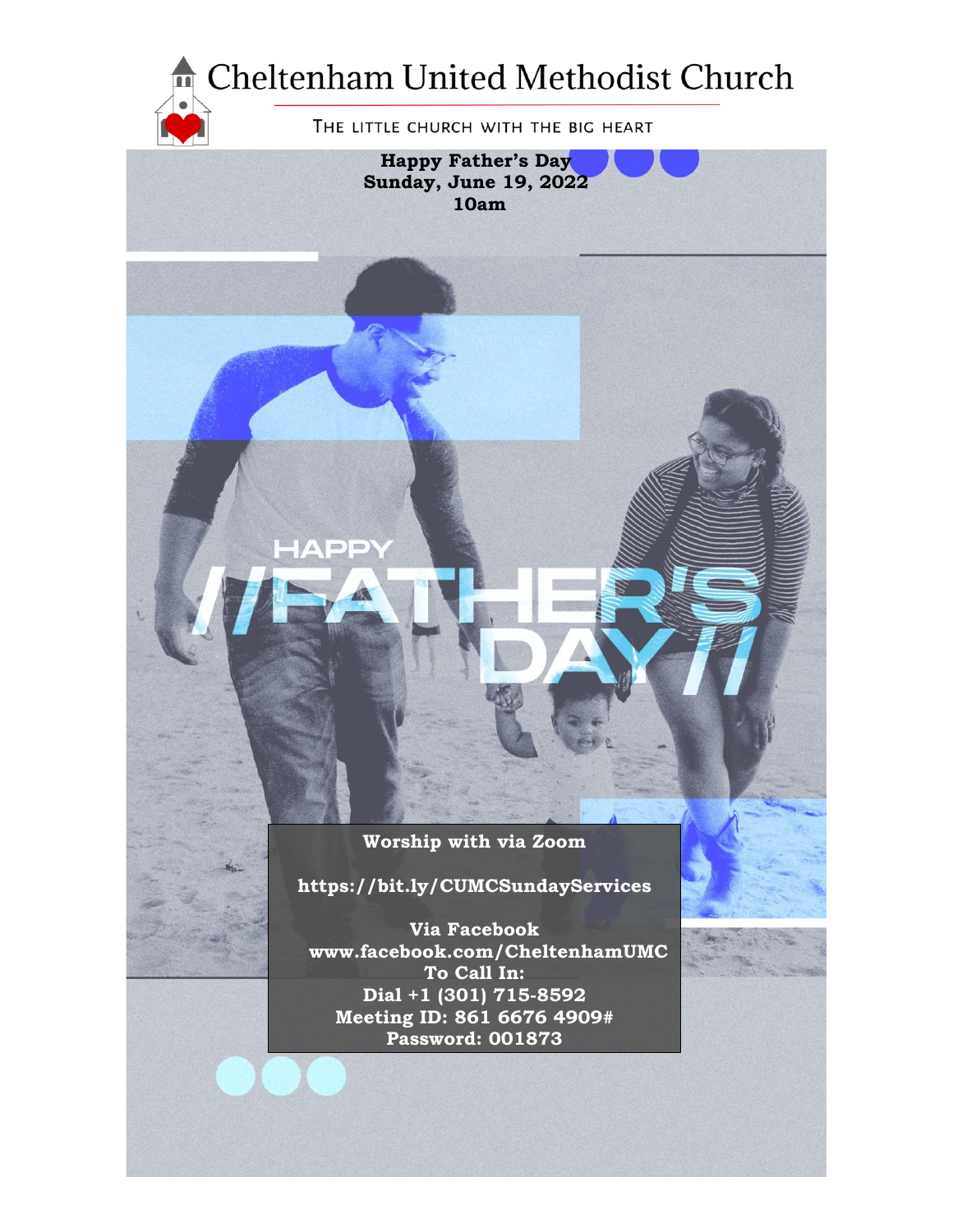# Cheltenham United Methodist Church

THE LITTLE CHURCH WITH THE BIG HEART

**Happy Father's Day**
**Sunday, June 19, 2022**
**10am**

HAPPY //FATHER'S DAY//

**Worship with via Zoom**

**https://bit.ly/CUMCSundayServices**

**Via Facebook**
**www.facebook.com/CheltenhamUMC**
**To Call In:**
**Dial +1 (301) 715-8592**
**Meeting ID: 861 6676 4909#**
**Password: 001873**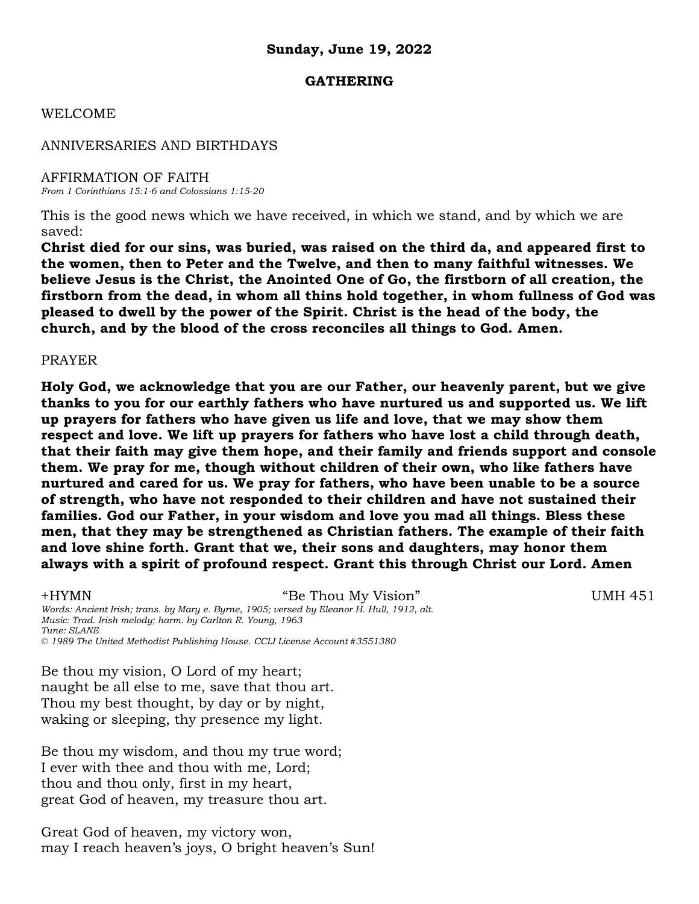**Sunday, June 19, 2022**

**GATHERING**

WELCOME

ANNIVERSARIES AND BIRTHDAYS

AFFIRMATION OF FAITH
*From 1 Corinthians 15:1-6 and Colossians 1:15-20*

This is the good news which we have received, in which we stand, and by which we are saved:
**Christ died for our sins, was buried, was raised on the third da, and appeared first to the women, then to Peter and the Twelve, and then to many faithful witnesses. We believe Jesus is the Christ, the Anointed One of Go, the firstborn of all creation, the firstborn from the dead, in whom all thins hold together, in whom fullness of God was pleased to dwell by the power of the Spirit. Christ is the head of the body, the church, and by the blood of the cross reconciles all things to God. Amen.**

PRAYER

**Holy God, we acknowledge that you are our Father, our heavenly parent, but we give thanks to you for our earthly fathers who have nurtured us and supported us. We lift up prayers for fathers who have given us life and love, that we may show them respect and love. We lift up prayers for fathers who have lost a child through death, that their faith may give them hope, and their family and friends support and console them. We pray for me, though without children of their own, who like fathers have nurtured and cared for us. We pray for fathers, who have been unable to be a source of strength, who have not responded to their children and have not sustained their families. God our Father, in your wisdom and love you mad all things. Bless these men, that they may be strengthened as Christian fathers. The example of their faith and love shine forth. Grant that we, their sons and daughters, may honor them always with a spirit of profound respect. Grant this through Christ our Lord. Amen**

+HYMN "Be Thou My Vision" UMH 451
*Words: Ancient Irish; trans. by Mary e. Byrne, 1905; versed by Eleanor H. Hull, 1912, alt.*
*Music: Trad. Irish melody; harm. by Carlton R. Young, 1963*
*Tune: SLANE*
*© 1989 The United Methodist Publishing House. CCLI License Account #3551380*

Be thou my vision, O Lord of my heart;
naught be all else to me, save that thou art.
Thou my best thought, by day or by night,
waking or sleeping, thy presence my light.

Be thou my wisdom, and thou my true word;
I ever with thee and thou with me, Lord;
thou and thou only, first in my heart,
great God of heaven, my treasure thou art.

Great God of heaven, my victory won,
may I reach heaven's joys, O bright heaven's Sun!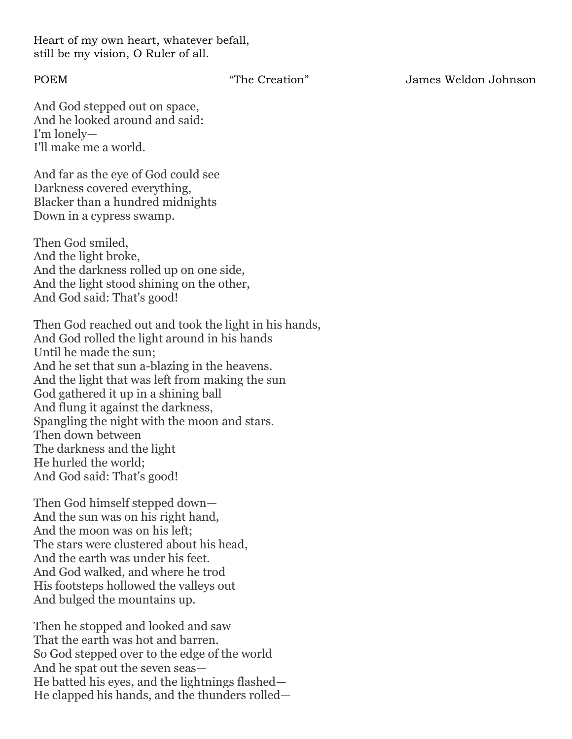Heart of my own heart, whatever befall,
still be my vision, O Ruler of all.

POEM "The Creation" James Weldon Johnson

And God stepped out on space,
And he looked around and said:
I'm lonely—
I'll make me a world.

And far as the eye of God could see
Darkness covered everything,
Blacker than a hundred midnights
Down in a cypress swamp.

Then God smiled,
And the light broke,
And the darkness rolled up on one side,
And the light stood shining on the other,
And God said: That's good!

Then God reached out and took the light in his hands,
And God rolled the light around in his hands
Until he made the sun;
And he set that sun a-blazing in the heavens.
And the light that was left from making the sun
God gathered it up in a shining ball
And flung it against the darkness,
Spangling the night with the moon and stars.
Then down between
The darkness and the light
He hurled the world;
And God said: That's good!

Then God himself stepped down—
And the sun was on his right hand,
And the moon was on his left;
The stars were clustered about his head,
And the earth was under his feet.
And God walked, and where he trod
His footsteps hollowed the valleys out
And bulged the mountains up.

Then he stopped and looked and saw
That the earth was hot and barren.
So God stepped over to the edge of the world
And he spat out the seven seas—
He batted his eyes, and the lightnings flashed—
He clapped his hands, and the thunders rolled—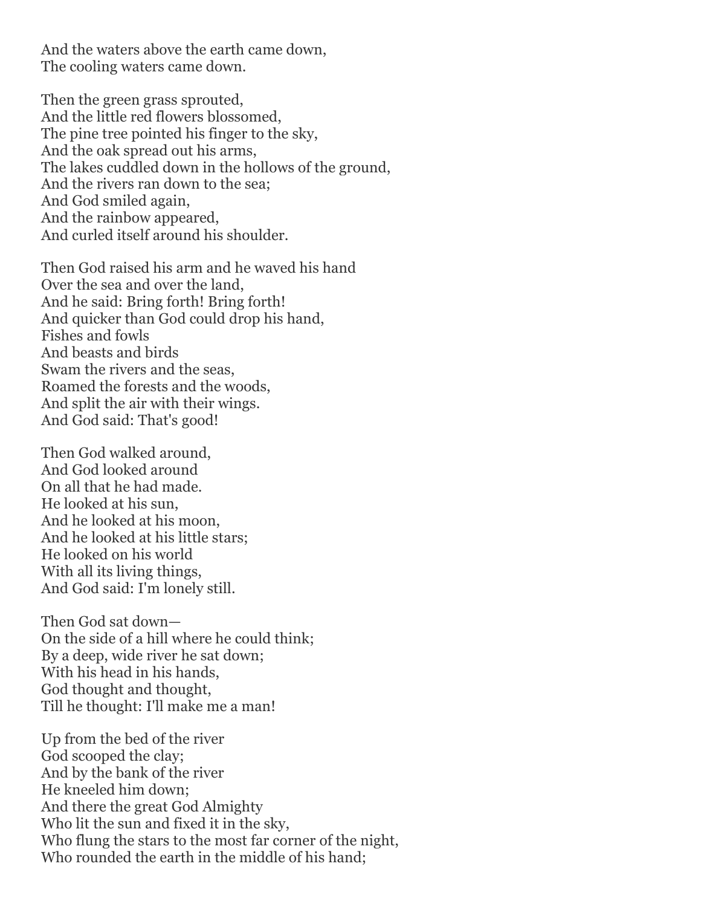And the waters above the earth came down,  
The cooling waters came down.

Then the green grass sprouted,  
And the little red flowers blossomed,  
The pine tree pointed his finger to the sky,  
And the oak spread out his arms,  
The lakes cuddled down in the hollows of the ground,  
And the rivers ran down to the sea;  
And God smiled again,  
And the rainbow appeared,  
And curled itself around his shoulder.

Then God raised his arm and he waved his hand  
Over the sea and over the land,  
And he said: Bring forth! Bring forth!  
And quicker than God could drop his hand,  
Fishes and fowls  
And beasts and birds  
Swam the rivers and the seas,  
Roamed the forests and the woods,  
And split the air with their wings.  
And God said: That's good!

Then God walked around,  
And God looked around  
On all that he had made.  
He looked at his sun,  
And he looked at his moon,  
And he looked at his little stars;  
He looked on his world  
With all its living things,  
And God said: I'm lonely still.

Then God sat down—  
On the side of a hill where he could think;  
By a deep, wide river he sat down;  
With his head in his hands,  
God thought and thought,  
Till he thought: I'll make me a man!

Up from the bed of the river  
God scooped the clay;  
And by the bank of the river  
He kneeled him down;  
And there the great God Almighty  
Who lit the sun and fixed it in the sky,  
Who flung the stars to the most far corner of the night,  
Who rounded the earth in the middle of his hand;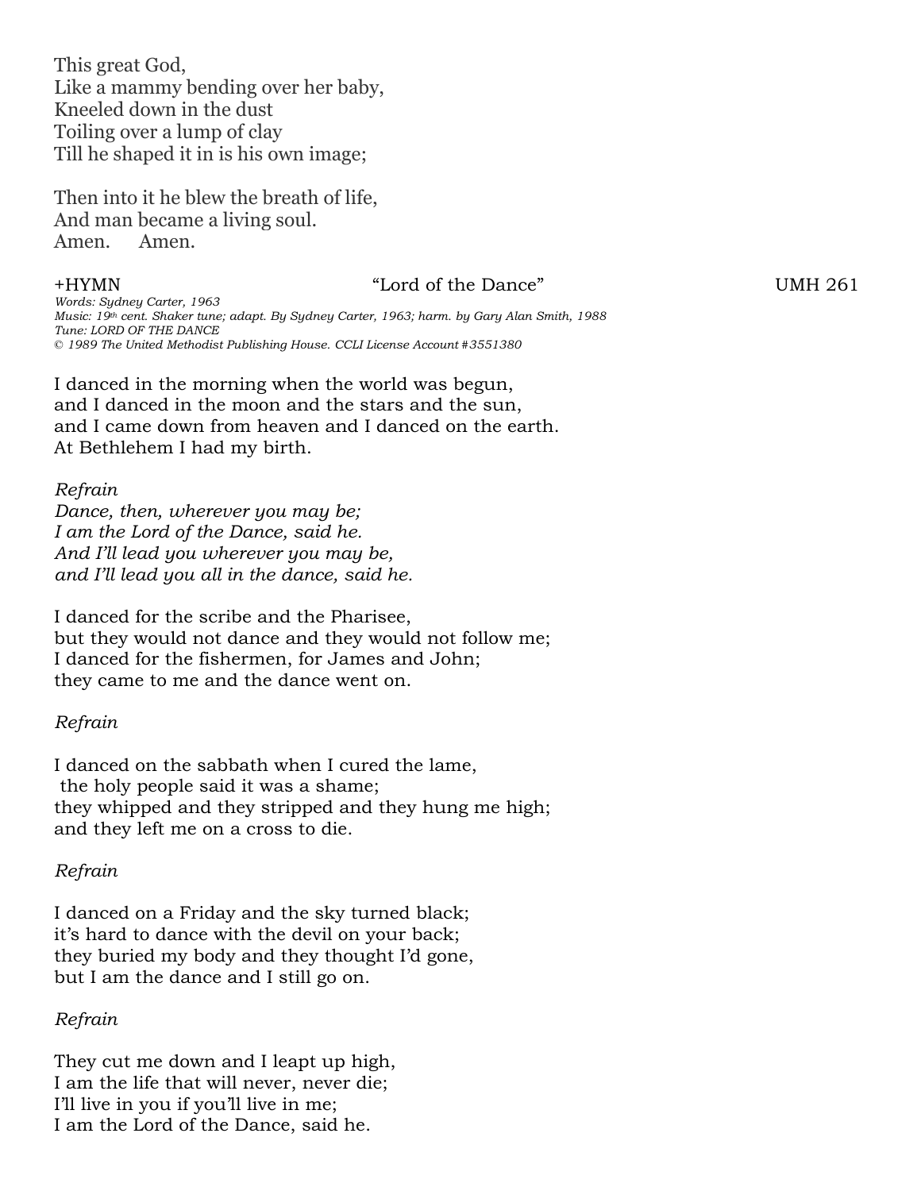This great God,  
Like a mammy bending over her baby,  
Kneeled down in the dust  
Toiling over a lump of clay  
Till he shaped it in is his own image;

Then into it he blew the breath of life,  
And man became a living soul.  
Amen. Amen.

+HYMN "Lord of the Dance" UMH 261

*Words: Sydney Carter, 1963*  
*Music: 19th cent. Shaker tune; adapt. By Sydney Carter, 1963; harm. by Gary Alan Smith, 1988*  
*Tune: LORD OF THE DANCE*  
*© 1989 The United Methodist Publishing House. CCLI License Account #3551380*

I danced in the morning when the world was begun,  
and I danced in the moon and the stars and the sun,  
and I came down from heaven and I danced on the earth.  
At Bethlehem I had my birth.

*Refrain*  
*Dance, then, wherever you may be;*  
*I am the Lord of the Dance, said he.*  
*And I'll lead you wherever you may be,*  
*and I'll lead you all in the dance, said he.*

I danced for the scribe and the Pharisee,  
but they would not dance and they would not follow me;  
I danced for the fishermen, for James and John;  
they came to me and the dance went on.

*Refrain*

I danced on the sabbath when I cured the lame,  
the holy people said it was a shame;  
they whipped and they stripped and they hung me high;  
and they left me on a cross to die.

*Refrain*

I danced on a Friday and the sky turned black;  
it's hard to dance with the devil on your back;  
they buried my body and they thought I'd gone,  
but I am the dance and I still go on.

*Refrain*

They cut me down and I leapt up high,  
I am the life that will never, never die;  
I'll live in you if you'll live in me;  
I am the Lord of the Dance, said he.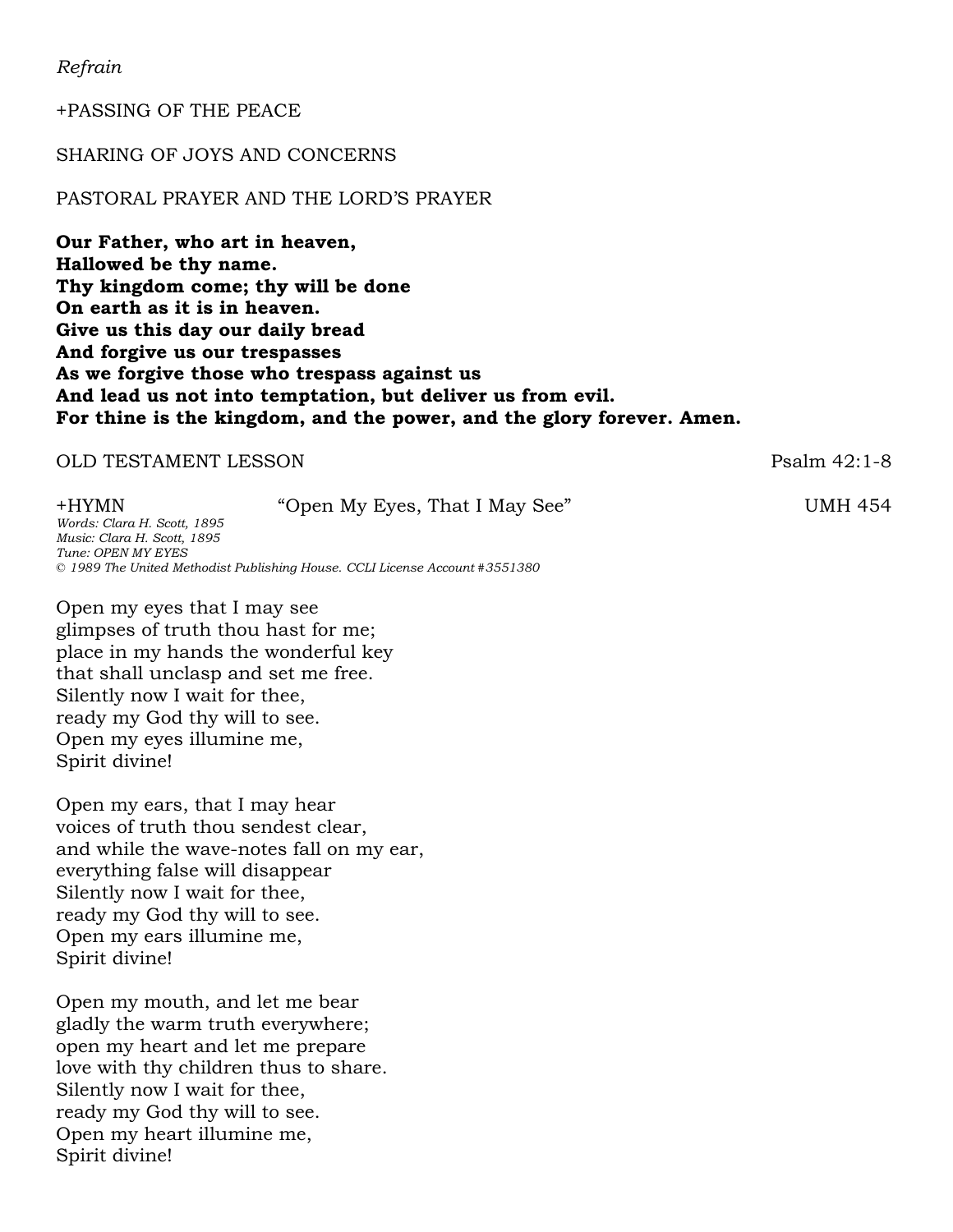*Refrain*

+PASSING OF THE PEACE

SHARING OF JOYS AND CONCERNS

PASTORAL PRAYER AND THE LORD'S PRAYER

**Our Father, who art in heaven,**
**Hallowed be thy name.**
**Thy kingdom come; thy will be done**
**On earth as it is in heaven.**
**Give us this day our daily bread**
**And forgive us our trespasses**
**As we forgive those who trespass against us**
**And lead us not into temptation, but deliver us from evil.**
**For thine is the kingdom, and the power, and the glory forever. Amen.**

OLD TESTAMENT LESSON Psalm 42:1-8

+HYMN "Open My Eyes, That I May See" UMH 454

*Words: Clara H. Scott, 1895*
*Music: Clara H. Scott, 1895*
*Tune: OPEN MY EYES*
*© 1989 The United Methodist Publishing House. CCLI License Account #3551380*

Open my eyes that I may see
glimpses of truth thou hast for me;
place in my hands the wonderful key
that shall unclasp and set me free.
Silently now I wait for thee,
ready my God thy will to see.
Open my eyes illumine me,
Spirit divine!

Open my ears, that I may hear
voices of truth thou sendest clear,
and while the wave-notes fall on my ear,
everything false will disappear
Silently now I wait for thee,
ready my God thy will to see.
Open my ears illumine me,
Spirit divine!

Open my mouth, and let me bear
gladly the warm truth everywhere;
open my heart and let me prepare
love with thy children thus to share.
Silently now I wait for thee,
ready my God thy will to see.
Open my heart illumine me,
Spirit divine!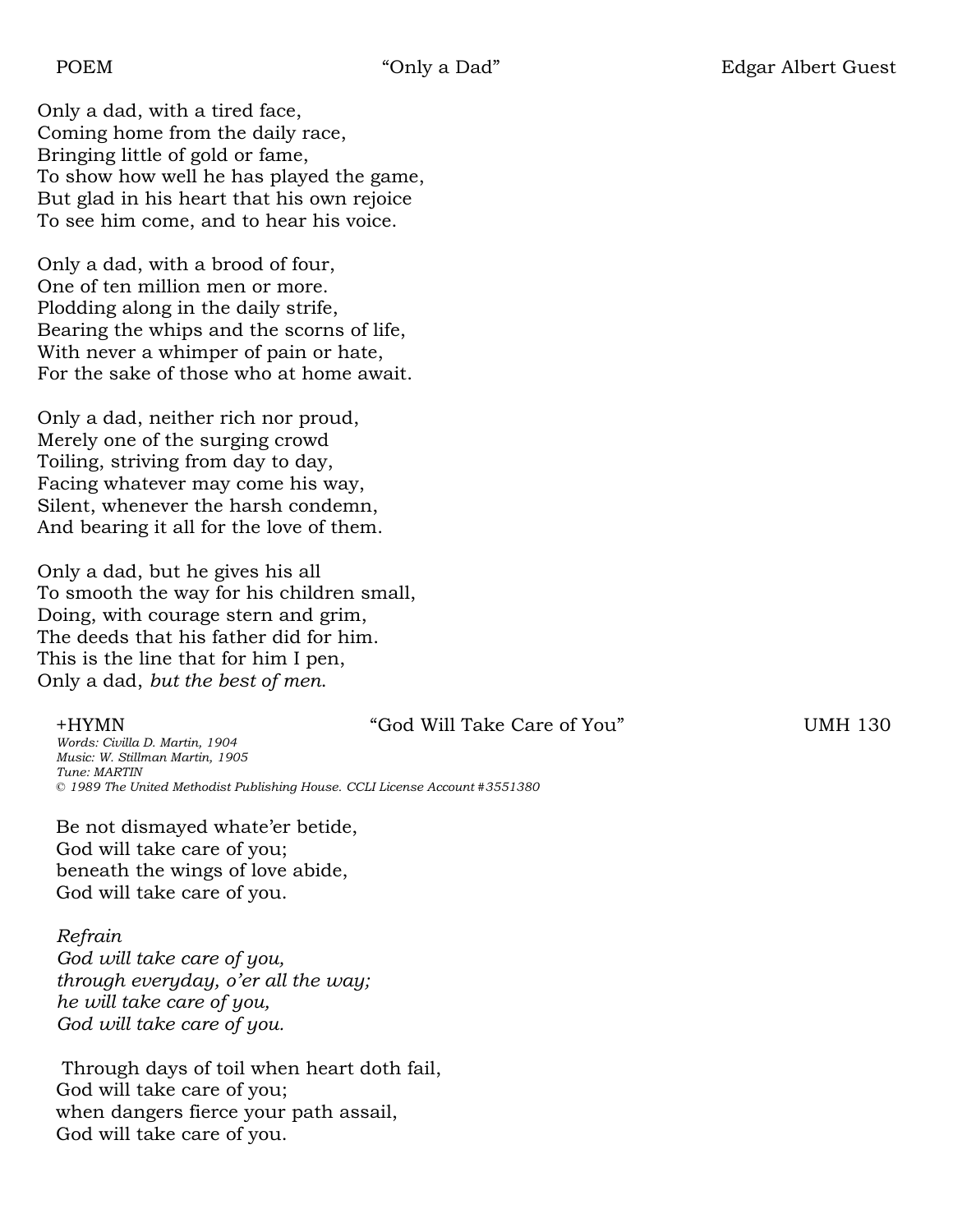POEM "Only a Dad" Edgar Albert Guest

Only a dad, with a tired face,  
Coming home from the daily race,  
Bringing little of gold or fame,  
To show how well he has played the game,  
But glad in his heart that his own rejoice  
To see him come, and to hear his voice.

Only a dad, with a brood of four,  
One of ten million men or more.  
Plodding along in the daily strife,  
Bearing the whips and the scorns of life,  
With never a whimper of pain or hate,  
For the sake of those who at home await.

Only a dad, neither rich nor proud,  
Merely one of the surging crowd  
Toiling, striving from day to day,  
Facing whatever may come his way,  
Silent, whenever the harsh condemn,  
And bearing it all for the love of them.

Only a dad, but he gives his all  
To smooth the way for his children small,  
Doing, with courage stern and grim,  
The deeds that his father did for him.  
This is the line that for him I pen,  
Only a dad, *but the best of men*.

+HYMN "God Will Take Care of You" UMH 130

*Words: Civilla D. Martin, 1904*  
*Music: W. Stillman Martin, 1905*  
*Tune: MARTIN*  
*© 1989 The United Methodist Publishing House. CCLI License Account #3551380*

Be not dismayed whate'er betide,  
God will take care of you;  
beneath the wings of love abide,  
God will take care of you.

*Refrain*  
*God will take care of you,*  
*through everyday, o'er all the way;*  
*he will take care of you,*  
*God will take care of you.*

Through days of toil when heart doth fail,  
God will take care of you;  
when dangers fierce your path assail,  
God will take care of you.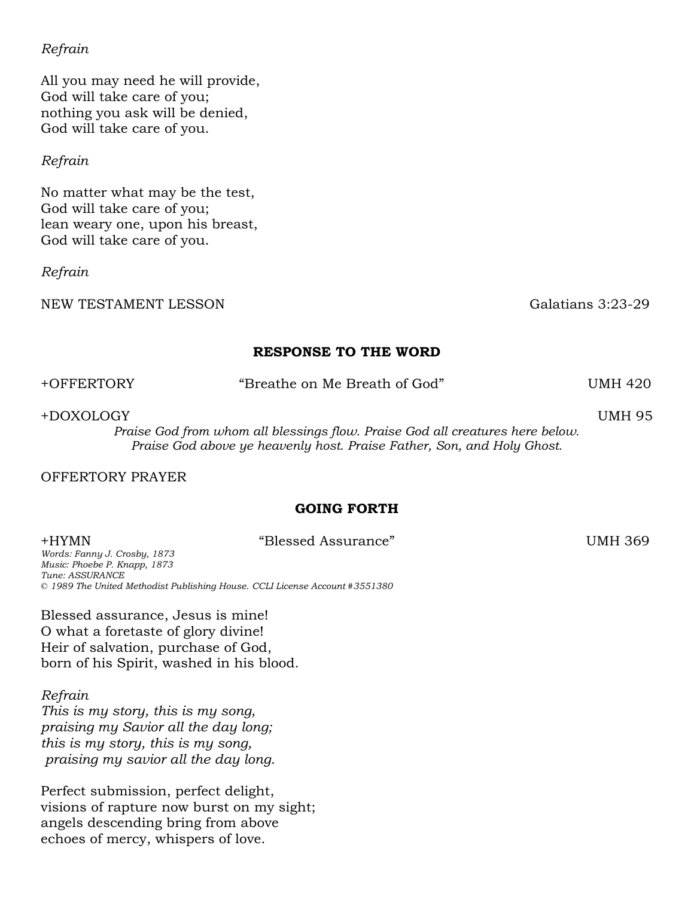*Refrain*

All you may need he will provide,
God will take care of you;
nothing you ask will be denied,
God will take care of you.

*Refrain*

No matter what may be the test,
God will take care of you;
lean weary one, upon his breast,
God will take care of you.

*Refrain*

NEW TESTAMENT LESSON Galatians 3:23-29

## RESPONSE TO THE WORD

+OFFERTORY “Breathe on Me Breath of God” UMH 420

+DOXOLOGY UMH 95

*Praise God from whom all blessings flow. Praise God all creatures here below.*
*Praise God above ye heavenly host. Praise Father, Son, and Holy Ghost.*

OFFERTORY PRAYER

## GOING FORTH

+HYMN “Blessed Assurance” UMH 369

*Words: Fanny J. Crosby, 1873*
*Music: Phoebe P. Knapp, 1873*
*Tune: ASSURANCE*
*© 1989 The United Methodist Publishing House. CCLI License Account #3551380*

Blessed assurance, Jesus is mine!
O what a foretaste of glory divine!
Heir of salvation, purchase of God,
born of his Spirit, washed in his blood.

*Refrain*
*This is my story, this is my song,*
*praising my Savior all the day long;*
*this is my story, this is my song,*
*praising my savior all the day long.*

Perfect submission, perfect delight,
visions of rapture now burst on my sight;
angels descending bring from above
echoes of mercy, whispers of love.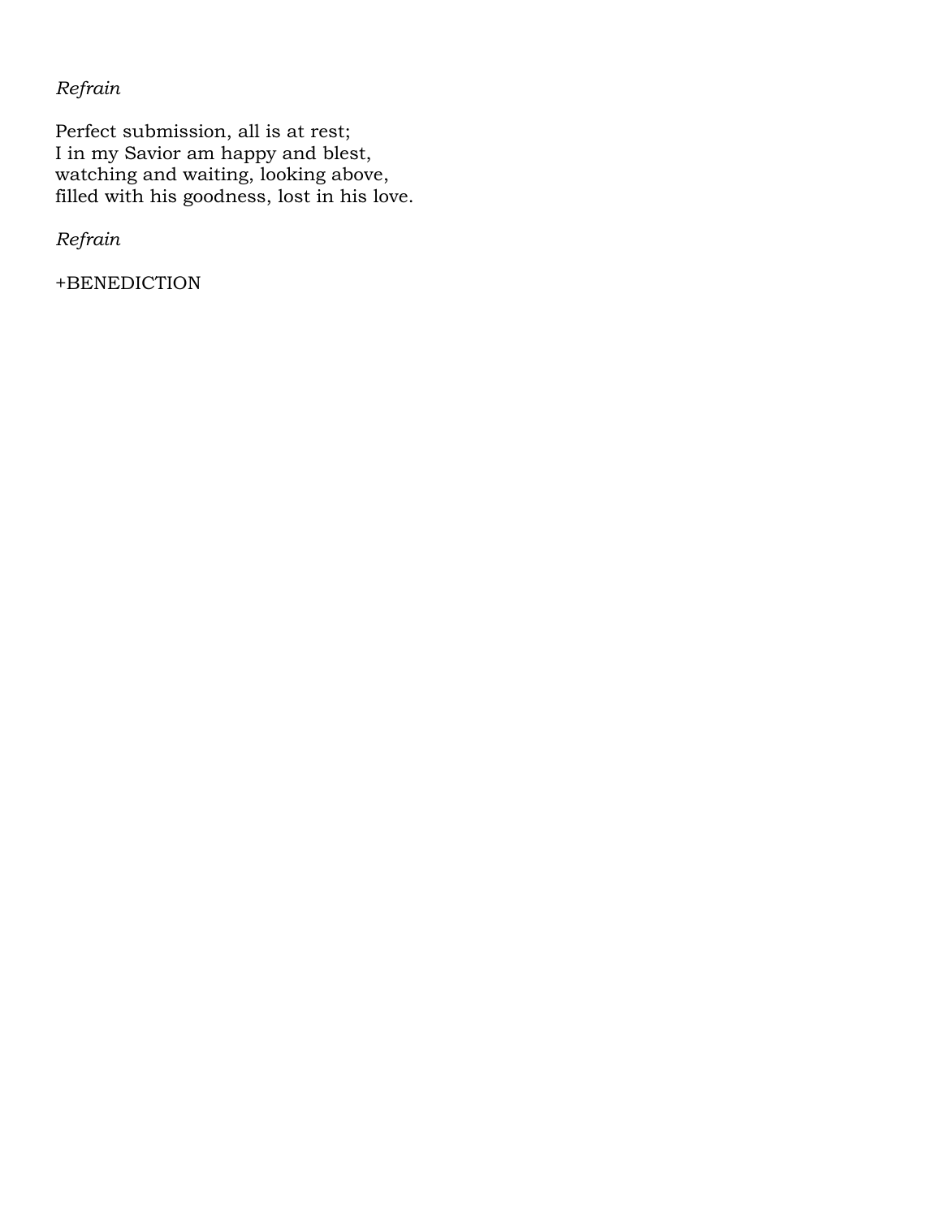*Refrain*

Perfect submission, all is at rest;
I in my Savior am happy and blest,
watching and waiting, looking above,
filled with his goodness, lost in his love.

*Refrain*

+BENEDICTION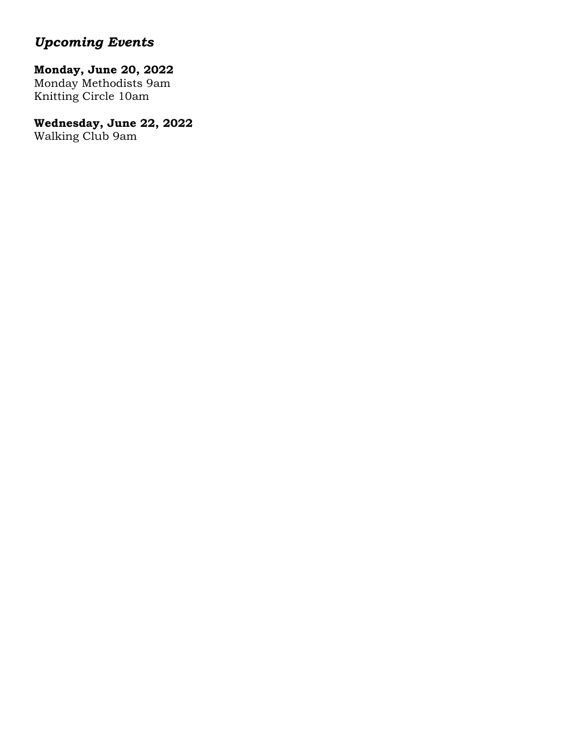## *Upcoming Events*

**Monday, June 20, 2022**
Monday Methodists 9am
Knitting Circle 10am

**Wednesday, June 22, 2022**
Walking Club 9am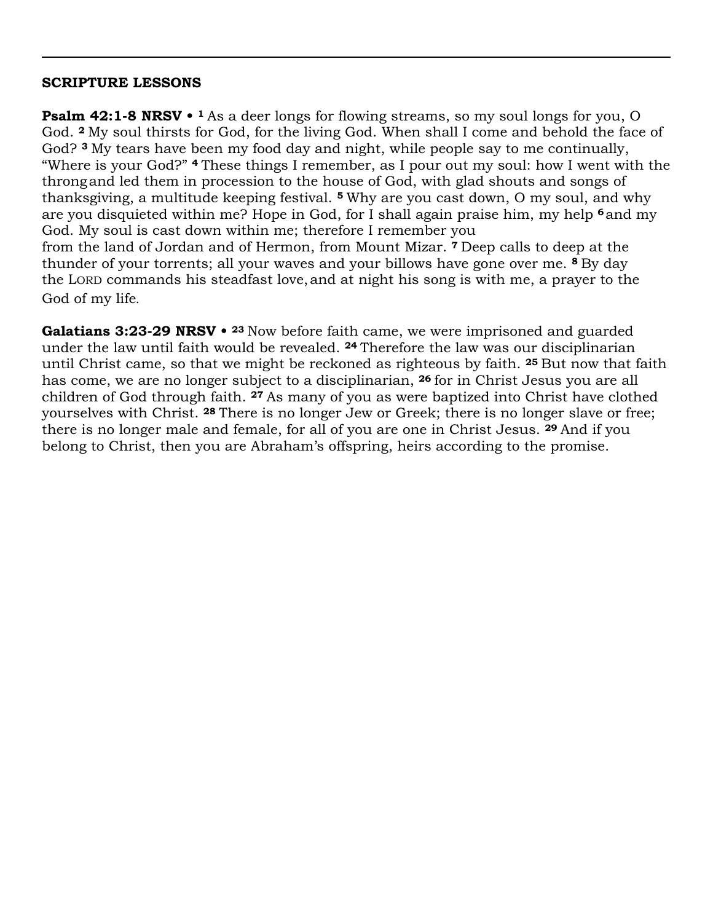## SCRIPTURE LESSONS

**Psalm 42:1-8 NRSV •** **1** As a deer longs for flowing streams, so my soul longs for you, O God. **2** My soul thirsts for God, for the living God. When shall I come and behold the face of God? **3** My tears have been my food day and night, while people say to me continually, "Where is your God?" **4** These things I remember, as I pour out my soul: how I went with the throng and led them in procession to the house of God, with glad shouts and songs of thanksgiving, a multitude keeping festival. **5** Why are you cast down, O my soul, and why are you disquieted within me? Hope in God, for I shall again praise him, my help **6** and my God. My soul is cast down within me; therefore I remember you from the land of Jordan and of Hermon, from Mount Mizar. **7** Deep calls to deep at the thunder of your torrents; all your waves and your billows have gone over me. **8** By day the LORD commands his steadfast love, and at night his song is with me, a prayer to the God of my life.

**Galatians 3:23-29 NRSV •** **23** Now before faith came, we were imprisoned and guarded under the law until faith would be revealed. **24** Therefore the law was our disciplinarian until Christ came, so that we might be reckoned as righteous by faith. **25** But now that faith has come, we are no longer subject to a disciplinarian, **26** for in Christ Jesus you are all children of God through faith. **27** As many of you as were baptized into Christ have clothed yourselves with Christ. **28** There is no longer Jew or Greek; there is no longer slave or free; there is no longer male and female, for all of you are one in Christ Jesus. **29** And if you belong to Christ, then you are Abraham's offspring, heirs according to the promise.